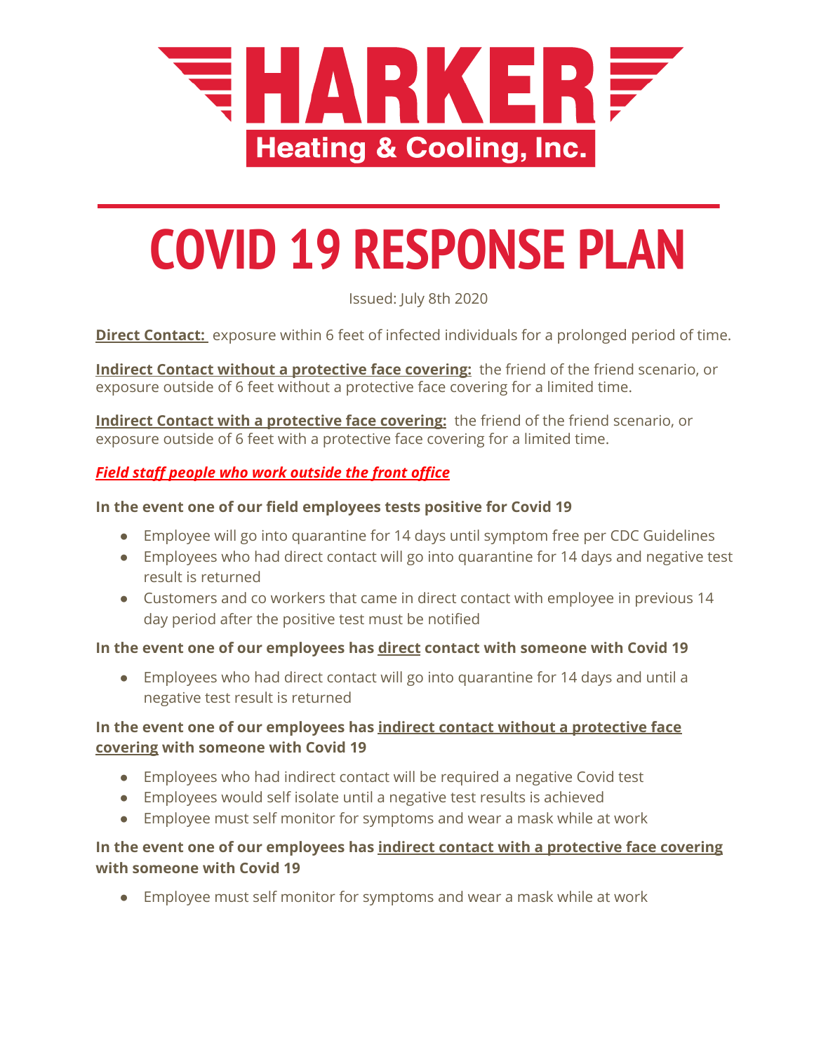# HARKER Heating & Cooling, Inc.

# COVID 19 RESPONSE PLAN

Issued: July 8th 2020

**Direct Contact:** exposure within 6 feet of infected individuals for a prolonged period of time.

**Indirect Contact without a protective face covering:** the friend of the friend scenario, or exposure outside of 6 feet without a protective face covering for a limited time.

**Indirect Contact with a protective face covering:** the friend of the friend scenario, or exposure outside of 6 feet with a protective face covering for a limited time.

***Field staff people who work outside the front office***

**In the event one of our field employees tests positive for Covid 19**

- Employee will go into quarantine for 14 days until symptom free per CDC Guidelines
- Employees who had direct contact will go into quarantine for 14 days and negative test result is returned
- Customers and co workers that came in direct contact with employee in previous 14 day period after the positive test must be notified

**In the event one of our employees has direct contact with someone with Covid 19**

- Employees who had direct contact will go into quarantine for 14 days and until a negative test result is returned

**In the event one of our employees has indirect contact without a protective face covering with someone with Covid 19**

- Employees who had indirect contact will be required a negative Covid test
- Employees would self isolate until a negative test results is achieved
- Employee must self monitor for symptoms and wear a mask while at work

**In the event one of our employees has indirect contact with a protective face covering with someone with Covid 19**

- Employee must self monitor for symptoms and wear a mask while at work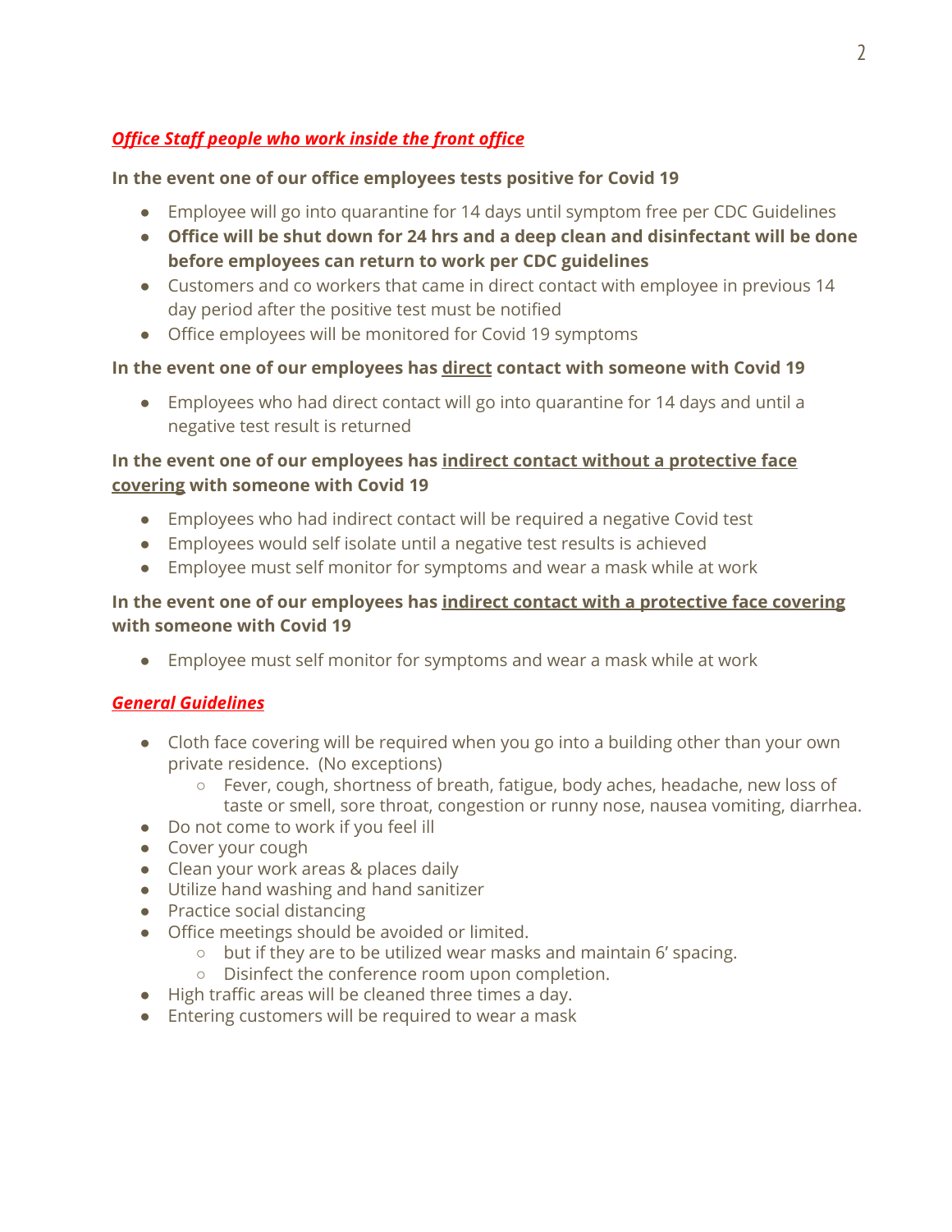***Office Staff people who work inside the front office***

**In the event one of our office employees tests positive for Covid 19**

- Employee will go into quarantine for 14 days until symptom free per CDC Guidelines
- **Office will be shut down for 24 hrs and a deep clean and disinfectant will be done before employees can return to work per CDC guidelines**
- Customers and co workers that came in direct contact with employee in previous 14 day period after the positive test must be notified
- Office employees will be monitored for Covid 19 symptoms

**In the event one of our employees has direct contact with someone with Covid 19**

- Employees who had direct contact will go into quarantine for 14 days and until a negative test result is returned

**In the event one of our employees has indirect contact without a protective face covering with someone with Covid 19**

- Employees who had indirect contact will be required a negative Covid test
- Employees would self isolate until a negative test results is achieved
- Employee must self monitor for symptoms and wear a mask while at work

**In the event one of our employees has indirect contact with a protective face covering with someone with Covid 19**

- Employee must self monitor for symptoms and wear a mask while at work

***General Guidelines***

- Cloth face covering will be required when you go into a building other than your own private residence. (No exceptions)
  - Fever, cough, shortness of breath, fatigue, body aches, headache, new loss of taste or smell, sore throat, congestion or runny nose, nausea vomiting, diarrhea.
- Do not come to work if you feel ill
- Cover your cough
- Clean your work areas & places daily
- Utilize hand washing and hand sanitizer
- Practice social distancing
- Office meetings should be avoided or limited.
  - but if they are to be utilized wear masks and maintain 6' spacing.
  - Disinfect the conference room upon completion.
- High traffic areas will be cleaned three times a day.
- Entering customers will be required to wear a mask